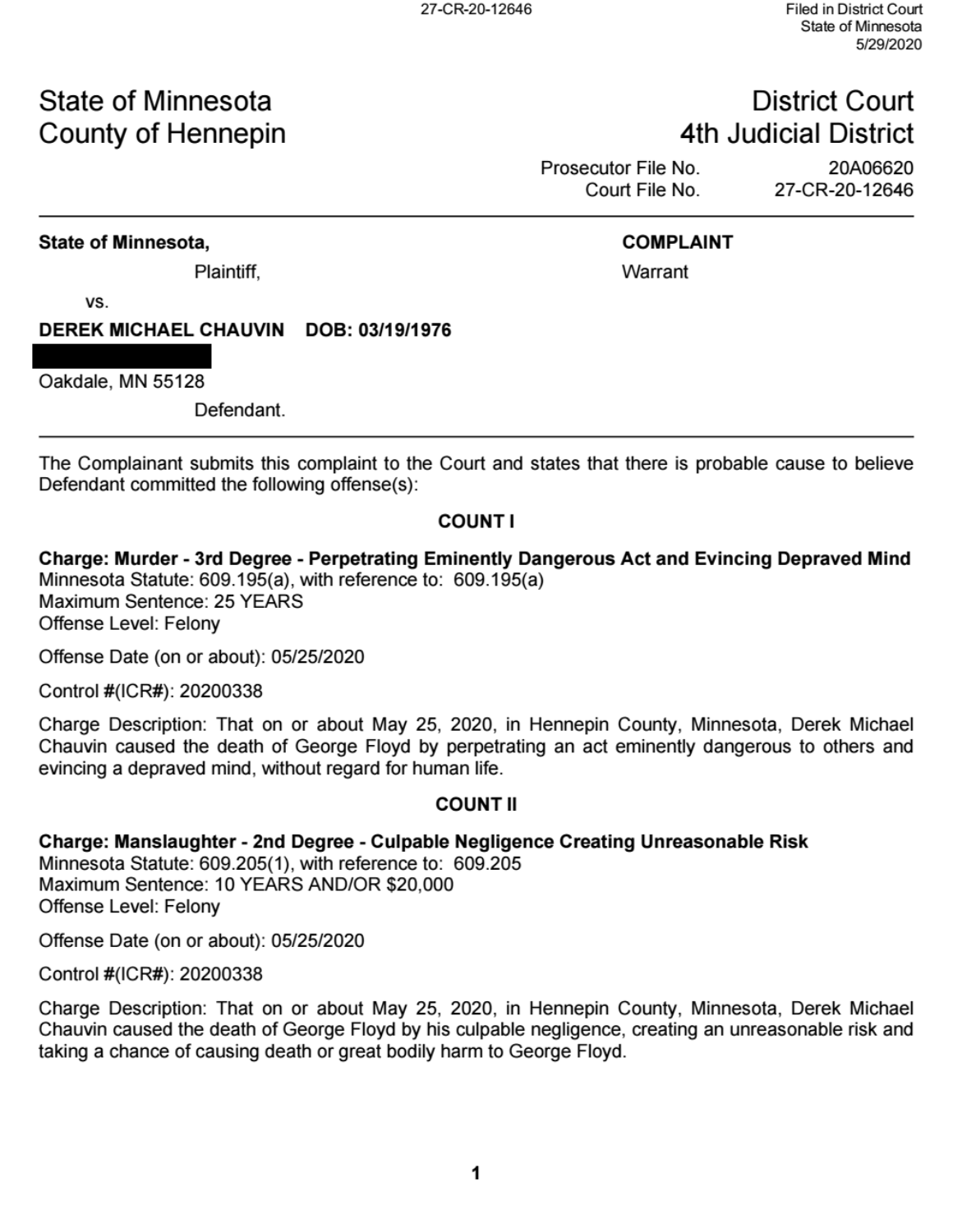Filed in District Court
State of Minnesota
5/29/2020

| State of Minnesota<br>County of Hennepin | District Court<br>4th Judicial District |
|---|---|
| | Prosecutor File No. 20A06620 |
| | Court File No. 27-CR-20-12646 |

**State of Minnesota,**

Plaintiff,

vs.

**DEREK MICHAEL CHAUVIN DOB: 03/19/1976**

Oakdale, MN 55128

Defendant.

**COMPLAINT**

Warrant

---

The Complainant submits this complaint to the Court and states that there is probable cause to believe Defendant committed the following offense(s):

## COUNT I

**Charge: Murder - 3rd Degree - Perpetrating Eminently Dangerous Act and Evincing Depraved Mind**

Minnesota Statute: 609.195(a), with reference to: 609.195(a)

Maximum Sentence: 25 YEARS

Offense Level: Felony

Offense Date (on or about): 05/25/2020

Control #(ICR#): 20200338

Charge Description: That on or about May 25, 2020, in Hennepin County, Minnesota, Derek Michael Chauvin caused the death of George Floyd by perpetrating an act eminently dangerous to others and evincing a depraved mind, without regard for human life.

## COUNT II

**Charge: Manslaughter - 2nd Degree - Culpable Negligence Creating Unreasonable Risk**

Minnesota Statute: 609.205(1), with reference to: 609.205

Maximum Sentence: 10 YEARS AND/OR $20,000

Offense Level: Felony

Offense Date (on or about): 05/25/2020

Control #(ICR#): 20200338

Charge Description: That on or about May 25, 2020, in Hennepin County, Minnesota, Derek Michael Chauvin caused the death of George Floyd by his culpable negligence, creating an unreasonable risk and taking a chance of causing death or great bodily harm to George Floyd.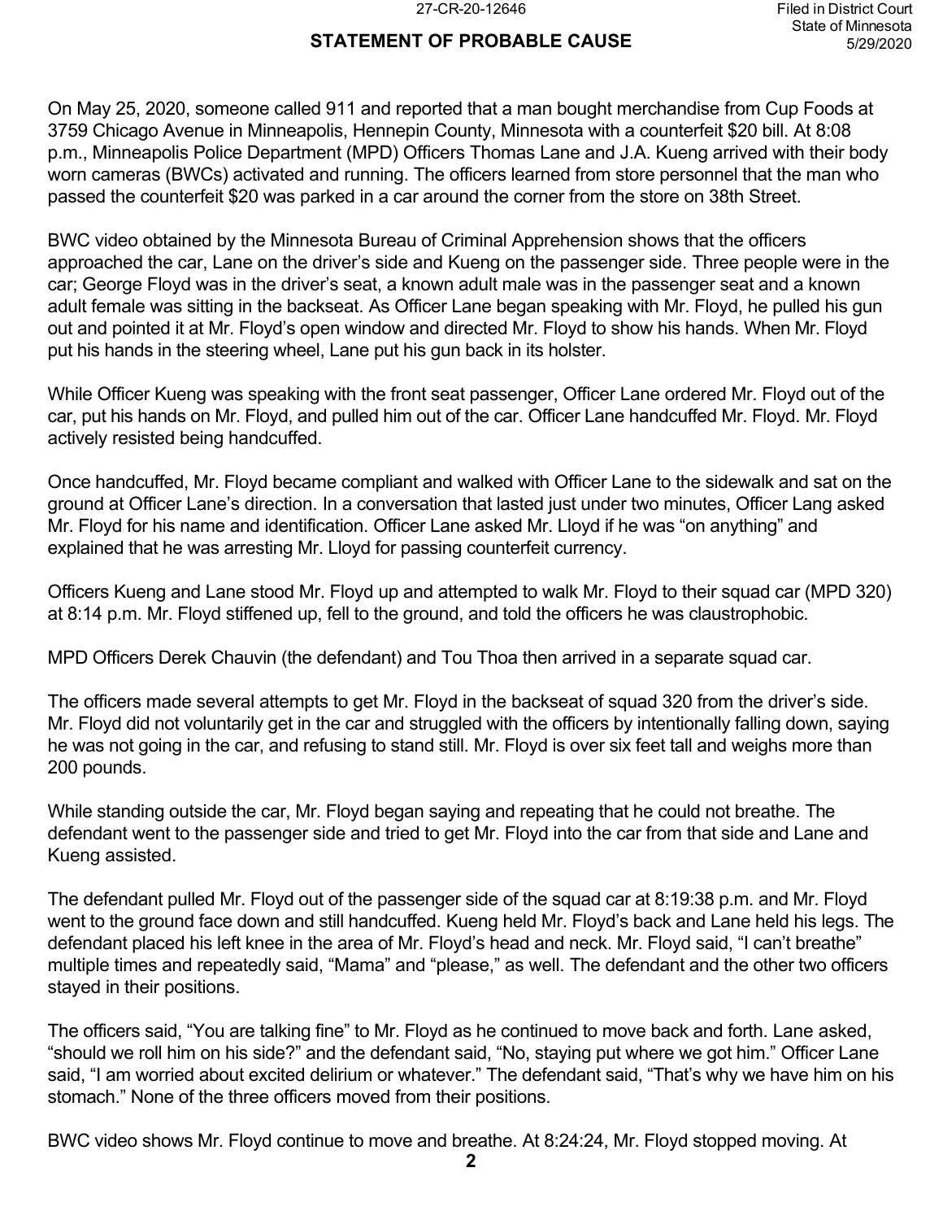## STATEMENT OF PROBABLE CAUSE

On May 25, 2020, someone called 911 and reported that a man bought merchandise from Cup Foods at 3759 Chicago Avenue in Minneapolis, Hennepin County, Minnesota with a counterfeit $20 bill. At 8:08 p.m., Minneapolis Police Department (MPD) Officers Thomas Lane and J.A. Kueng arrived with their body worn cameras (BWCs) activated and running. The officers learned from store personnel that the man who passed the counterfeit $20 was parked in a car around the corner from the store on 38th Street.

BWC video obtained by the Minnesota Bureau of Criminal Apprehension shows that the officers approached the car, Lane on the driver's side and Kueng on the passenger side. Three people were in the car; George Floyd was in the driver's seat, a known adult male was in the passenger seat and a known adult female was sitting in the backseat. As Officer Lane began speaking with Mr. Floyd, he pulled his gun out and pointed it at Mr. Floyd's open window and directed Mr. Floyd to show his hands. When Mr. Floyd put his hands in the steering wheel, Lane put his gun back in its holster.

While Officer Kueng was speaking with the front seat passenger, Officer Lane ordered Mr. Floyd out of the car, put his hands on Mr. Floyd, and pulled him out of the car. Officer Lane handcuffed Mr. Floyd. Mr. Floyd actively resisted being handcuffed.

Once handcuffed, Mr. Floyd became compliant and walked with Officer Lane to the sidewalk and sat on the ground at Officer Lane's direction. In a conversation that lasted just under two minutes, Officer Lang asked Mr. Floyd for his name and identification. Officer Lane asked Mr. Lloyd if he was "on anything" and explained that he was arresting Mr. Lloyd for passing counterfeit currency.

Officers Kueng and Lane stood Mr. Floyd up and attempted to walk Mr. Floyd to their squad car (MPD 320) at 8:14 p.m. Mr. Floyd stiffened up, fell to the ground, and told the officers he was claustrophobic.

MPD Officers Derek Chauvin (the defendant) and Tou Thoa then arrived in a separate squad car.

The officers made several attempts to get Mr. Floyd in the backseat of squad 320 from the driver's side. Mr. Floyd did not voluntarily get in the car and struggled with the officers by intentionally falling down, saying he was not going in the car, and refusing to stand still. Mr. Floyd is over six feet tall and weighs more than 200 pounds.

While standing outside the car, Mr. Floyd began saying and repeating that he could not breathe. The defendant went to the passenger side and tried to get Mr. Floyd into the car from that side and Lane and Kueng assisted.

The defendant pulled Mr. Floyd out of the passenger side of the squad car at 8:19:38 p.m. and Mr. Floyd went to the ground face down and still handcuffed. Kueng held Mr. Floyd's back and Lane held his legs. The defendant placed his left knee in the area of Mr. Floyd's head and neck. Mr. Floyd said, "I can't breathe" multiple times and repeatedly said, "Mama" and "please," as well. The defendant and the other two officers stayed in their positions.

The officers said, "You are talking fine" to Mr. Floyd as he continued to move back and forth. Lane asked, "should we roll him on his side?" and the defendant said, "No, staying put where we got him." Officer Lane said, "I am worried about excited delirium or whatever." The defendant said, "That's why we have him on his stomach." None of the three officers moved from their positions.

BWC video shows Mr. Floyd continue to move and breathe. At 8:24:24, Mr. Floyd stopped moving. At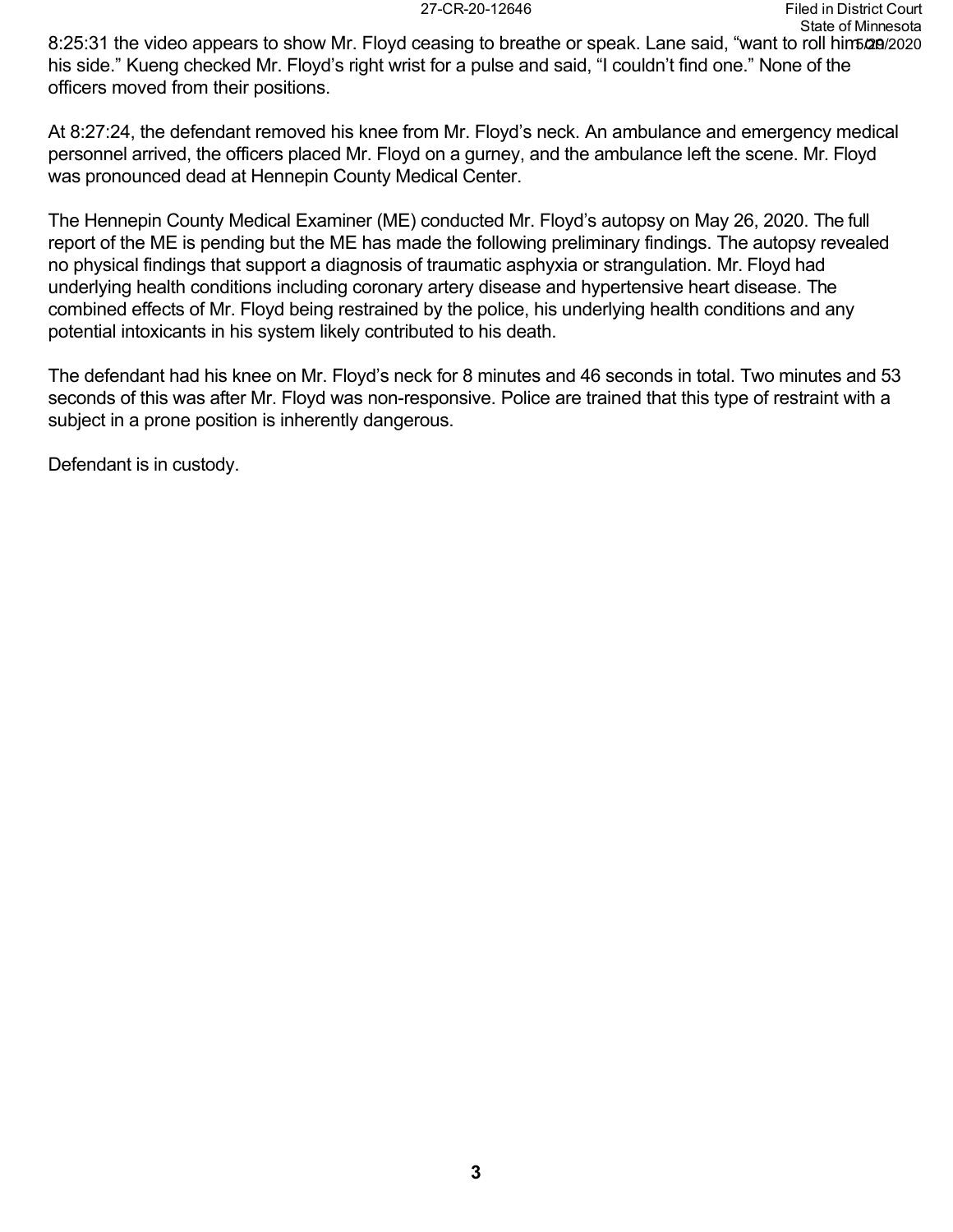8:25:31 the video appears to show Mr. Floyd ceasing to breathe or speak. Lane said, “want to roll him on his side.” Kueng checked Mr. Floyd’s right wrist for a pulse and said, “I couldn’t find one.” None of the officers moved from their positions.

At 8:27:24, the defendant removed his knee from Mr. Floyd’s neck. An ambulance and emergency medical personnel arrived, the officers placed Mr. Floyd on a gurney, and the ambulance left the scene. Mr. Floyd was pronounced dead at Hennepin County Medical Center.

The Hennepin County Medical Examiner (ME) conducted Mr. Floyd’s autopsy on May 26, 2020. The full report of the ME is pending but the ME has made the following preliminary findings. The autopsy revealed no physical findings that support a diagnosis of traumatic asphyxia or strangulation. Mr. Floyd had underlying health conditions including coronary artery disease and hypertensive heart disease. The combined effects of Mr. Floyd being restrained by the police, his underlying health conditions and any potential intoxicants in his system likely contributed to his death.

The defendant had his knee on Mr. Floyd’s neck for 8 minutes and 46 seconds in total. Two minutes and 53 seconds of this was after Mr. Floyd was non-responsive. Police are trained that this type of restraint with a subject in a prone position is inherently dangerous.

Defendant is in custody.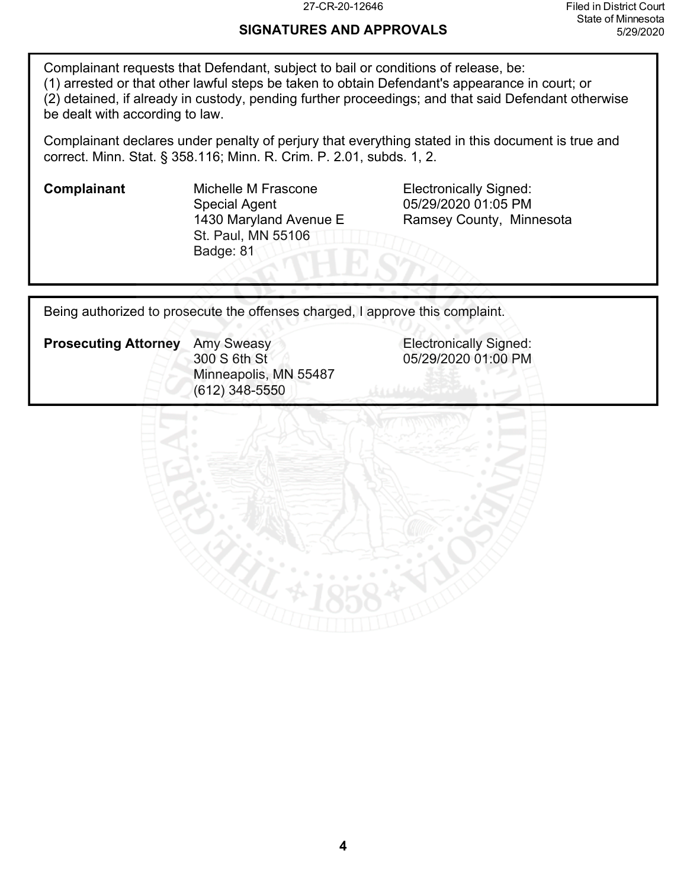## SIGNATURES AND APPROVALS

Complainant requests that Defendant, subject to bail or conditions of release, be:
(1) arrested or that other lawful steps be taken to obtain Defendant's appearance in court; or
(2) detained, if already in custody, pending further proceedings; and that said Defendant otherwise be dealt with according to law.

Complainant declares under penalty of perjury that everything stated in this document is true and correct. Minn. Stat. § 358.116; Minn. R. Crim. P. 2.01, subds. 1, 2.

| | | |
|---|---|---|
| **Complainant** | Michelle M Frascone<br>Special Agent<br>1430 Maryland Avenue E<br>St. Paul, MN 55106<br>Badge: 81 | Electronically Signed:<br>05/29/2020 01:05 PM<br>Ramsey County, Minnesota |

Being authorized to prosecute the offenses charged, I approve this complaint.

| | | |
|---|---|---|
| **Prosecuting Attorney** | Amy Sweasy<br>300 S 6th St<br>Minneapolis, MN 55487<br>(612) 348-5550 | Electronically Signed:<br>05/29/2020 01:00 PM |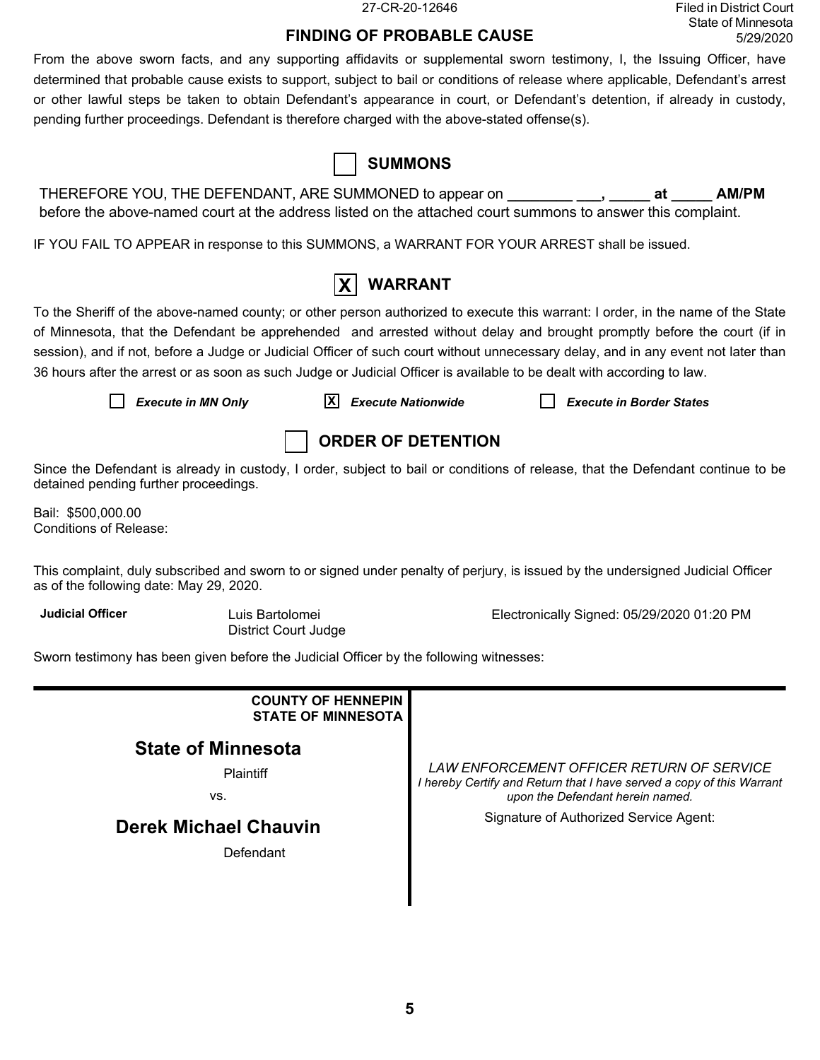## FINDING OF PROBABLE CAUSE

From the above sworn facts, and any supporting affidavits or supplemental sworn testimony, I, the Issuing Officer, have determined that probable cause exists to support, subject to bail or conditions of release where applicable, Defendant's arrest or other lawful steps be taken to obtain Defendant's appearance in court, or Defendant's detention, if already in custody, pending further proceedings. Defendant is therefore charged with the above-stated offense(s).

### ☐ SUMMONS

THEREFORE YOU, THE DEFENDANT, ARE SUMMONED to appear on ________ ___, _____ at _____ AM/PM before the above-named court at the address listed on the attached court summons to answer this complaint.

IF YOU FAIL TO APPEAR in response to this SUMMONS, a WARRANT FOR YOUR ARREST shall be issued.

### ☒ WARRANT

To the Sheriff of the above-named county; or other person authorized to execute this warrant: I order, in the name of the State of Minnesota, that the Defendant be apprehended and arrested without delay and brought promptly before the court (if in session), and if not, before a Judge or Judicial Officer of such court without unnecessary delay, and in any event not later than 36 hours after the arrest or as soon as such Judge or Judicial Officer is available to be dealt with according to law.

☐ *Execute in MN Only*  ☒ *Execute Nationwide*  ☐ *Execute in Border States*

### ☐ ORDER OF DETENTION

Since the Defendant is already in custody, I order, subject to bail or conditions of release, that the Defendant continue to be detained pending further proceedings.

Bail: $500,000.00
Conditions of Release:

This complaint, duly subscribed and sworn to or signed under penalty of perjury, is issued by the undersigned Judicial Officer as of the following date: May 29, 2020.

**Judicial Officer** Luis Bartolomei, District Court Judge — Electronically Signed: 05/29/2020 01:20 PM

Sworn testimony has been given before the Judicial Officer by the following witnesses:

| **COUNTY OF HENNEPIN**<br>**STATE OF MINNESOTA** | |
|---|---|
| **State of Minnesota**<br>Plaintiff<br>vs.<br>**Derek Michael Chauvin**<br>Defendant | *LAW ENFORCEMENT OFFICER RETURN OF SERVICE*<br>*I hereby Certify and Return that I have served a copy of this Warrant upon the Defendant herein named.*<br>Signature of Authorized Service Agent: |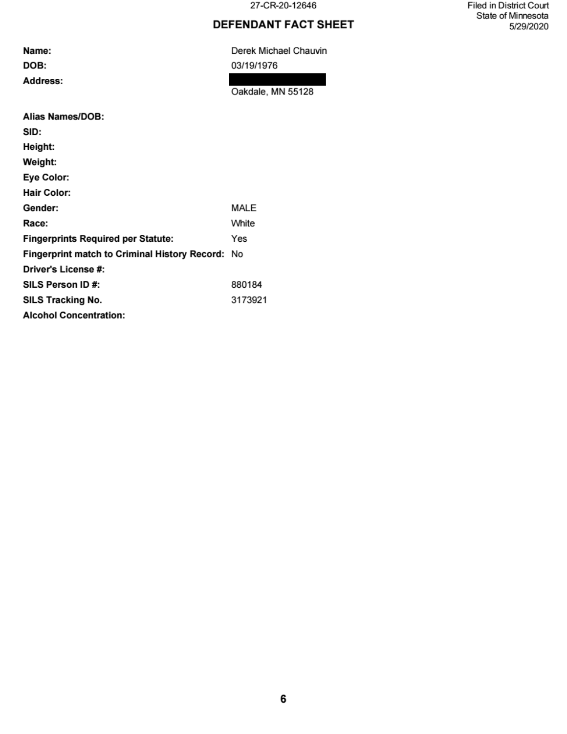27-CR-20-12646

Filed in District Court
State of Minnesota
5/29/2020

# DEFENDANT FACT SHEET

| | |
|---|---|
| **Name:** | Derek Michael Chauvin |
| **DOB:** | 03/19/1976 |
| **Address:** | [REDACTED]<br>Oakdale, MN 55128 |
| **Alias Names/DOB:** | |
| **SID:** | |
| **Height:** | |
| **Weight:** | |
| **Eye Color:** | |
| **Hair Color:** | |
| **Gender:** | MALE |
| **Race:** | White |
| **Fingerprints Required per Statute:** | Yes |
| **Fingerprint match to Criminal History Record:** | No |
| **Driver's License #:** | |
| **SILS Person ID #:** | 880184 |
| **SILS Tracking No.** | 3173921 |
| **Alcohol Concentration:** | |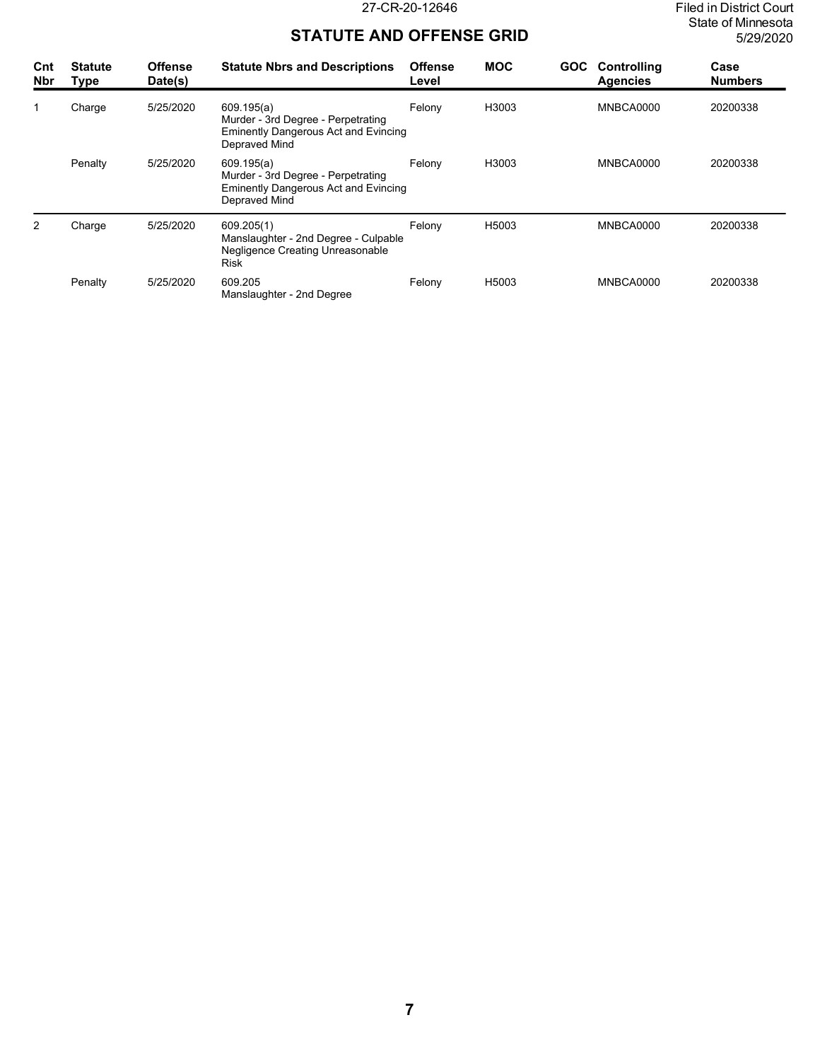27-CR-20-12646

Filed in District Court
State of Minnesota
5/29/2020

## STATUTE AND OFFENSE GRID

| Cnt Nbr | Statute Type | Offense Date(s) | Statute Nbrs and Descriptions | Offense Level | MOC | GOC | Controlling Agencies | Case Numbers |
|---|---|---|---|---|---|---|---|---|
| 1 | Charge | 5/25/2020 | 609.195(a) Murder - 3rd Degree - Perpetrating Eminently Dangerous Act and Evincing Depraved Mind | Felony | H3003 | | MNBCA0000 | 20200338 |
| | Penalty | 5/25/2020 | 609.195(a) Murder - 3rd Degree - Perpetrating Eminently Dangerous Act and Evincing Depraved Mind | Felony | H3003 | | MNBCA0000 | 20200338 |
| 2 | Charge | 5/25/2020 | 609.205(1) Manslaughter - 2nd Degree - Culpable Negligence Creating Unreasonable Risk | Felony | H5003 | | MNBCA0000 | 20200338 |
| | Penalty | 5/25/2020 | 609.205 Manslaughter - 2nd Degree | Felony | H5003 | | MNBCA0000 | 20200338 |